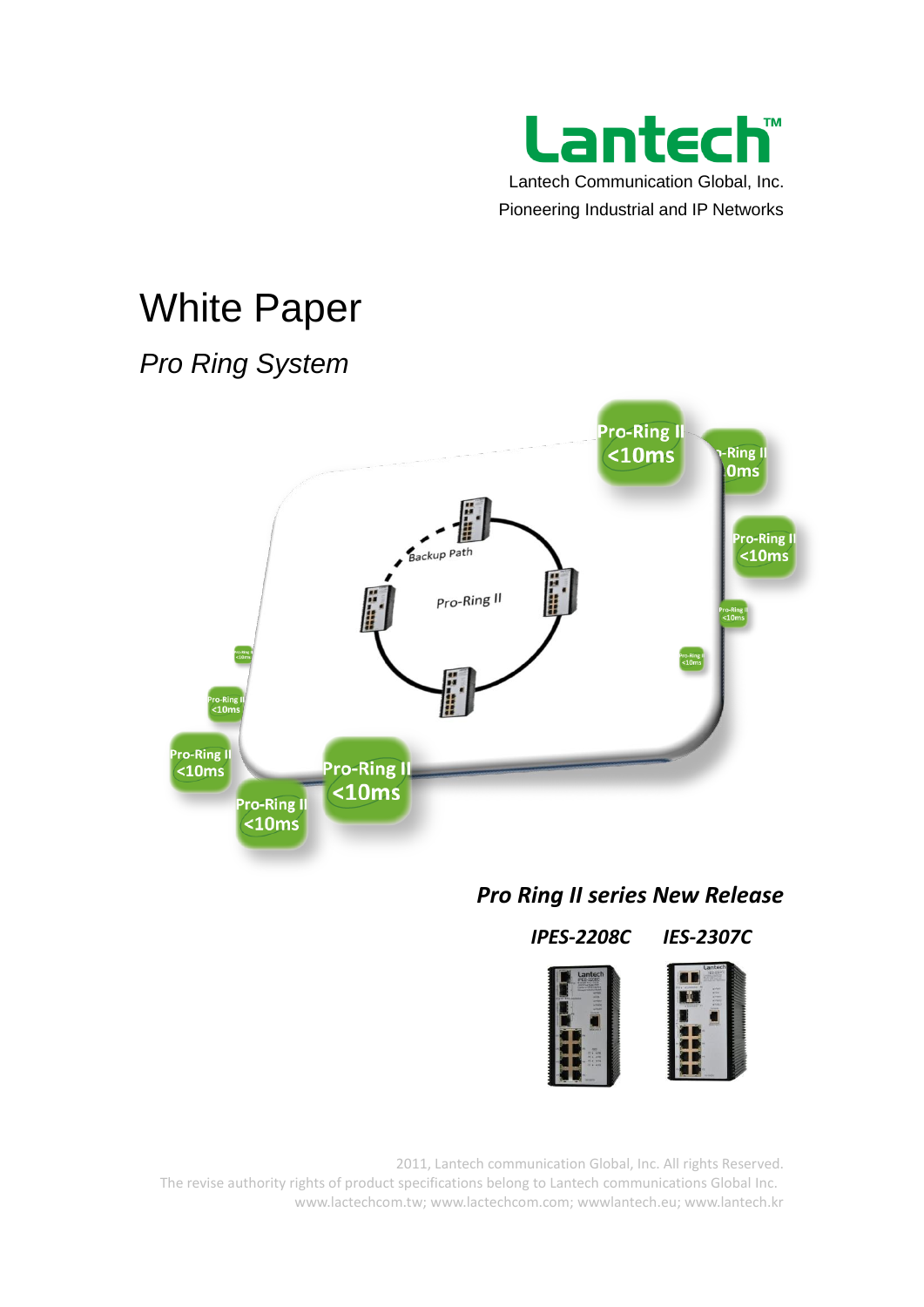Lantech™

Lantech Communication Global, Inc.

Pioneering Industrial and IP Networks

# White Paper

## *Pro Ring System*

***Pro Ring II series New Release***

***IPES-2208C*** ***IES-2307C***

2011, Lantech communication Global, Inc. All rights Reserved.

The revise authority rights of product specifications belong to Lantech communications Global Inc.

www.lactechcom.tw; www.lactechcom.com; wwwlantech.eu; www.lantech.kr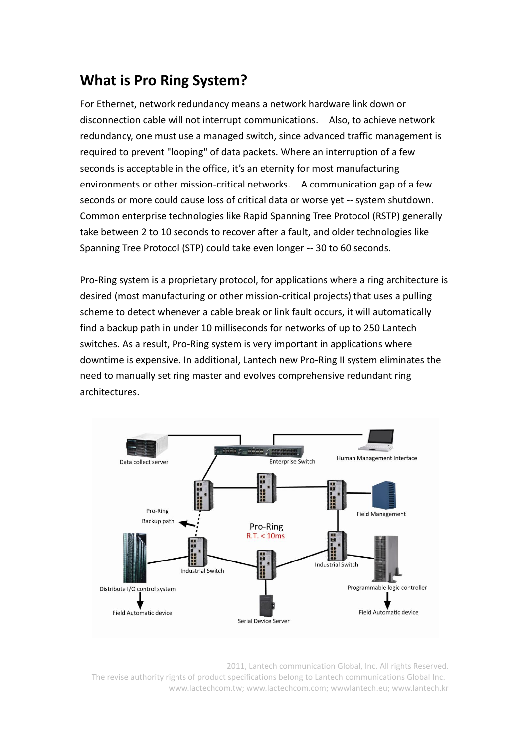# What is Pro Ring System?

For Ethernet, network redundancy means a network hardware link down or disconnection cable will not interrupt communications.  Also, to achieve network redundancy, one must use a managed switch, since advanced traffic management is required to prevent "looping" of data packets. Where an interruption of a few seconds is acceptable in the office, it's an eternity for most manufacturing environments or other mission-critical networks.  A communication gap of a few seconds or more could cause loss of critical data or worse yet -- system shutdown. Common enterprise technologies like Rapid Spanning Tree Protocol (RSTP) generally take between 2 to 10 seconds to recover after a fault, and older technologies like Spanning Tree Protocol (STP) could take even longer -- 30 to 60 seconds.

Pro-Ring system is a proprietary protocol, for applications where a ring architecture is desired (most manufacturing or other mission-critical projects) that uses a pulling scheme to detect whenever a cable break or link fault occurs, it will automatically find a backup path in under 10 milliseconds for networks of up to 250 Lantech switches. As a result, Pro-Ring system is very important in applications where downtime is expensive. In additional, Lantech new Pro-Ring II system eliminates the need to manually set ring master and evolves comprehensive redundant ring architectures.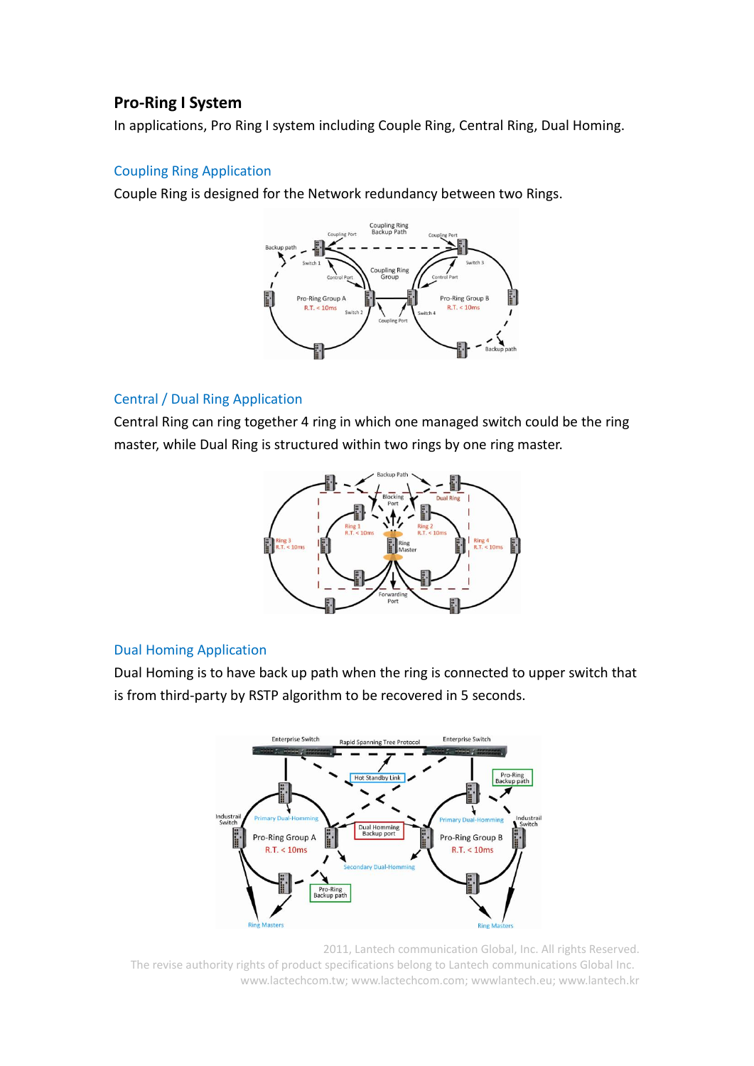## Pro-Ring I System

In applications, Pro Ring I system including Couple Ring, Central Ring, Dual Homing.

### Coupling Ring Application

Couple Ring is designed for the Network redundancy between two Rings.

### Central / Dual Ring Application

Central Ring can ring together 4 ring in which one managed switch could be the ring master, while Dual Ring is structured within two rings by one ring master.

### Dual Homing Application

Dual Homing is to have back up path when the ring is connected to upper switch that is from third-party by RSTP algorithm to be recovered in 5 seconds.

2011, Lantech communication Global, Inc. All rights Reserved.
The revise authority rights of product specifications belong to Lantech communications Global Inc.
www.lactechcom.tw; www.lactechcom.com; wwwlantech.eu; www.lantech.kr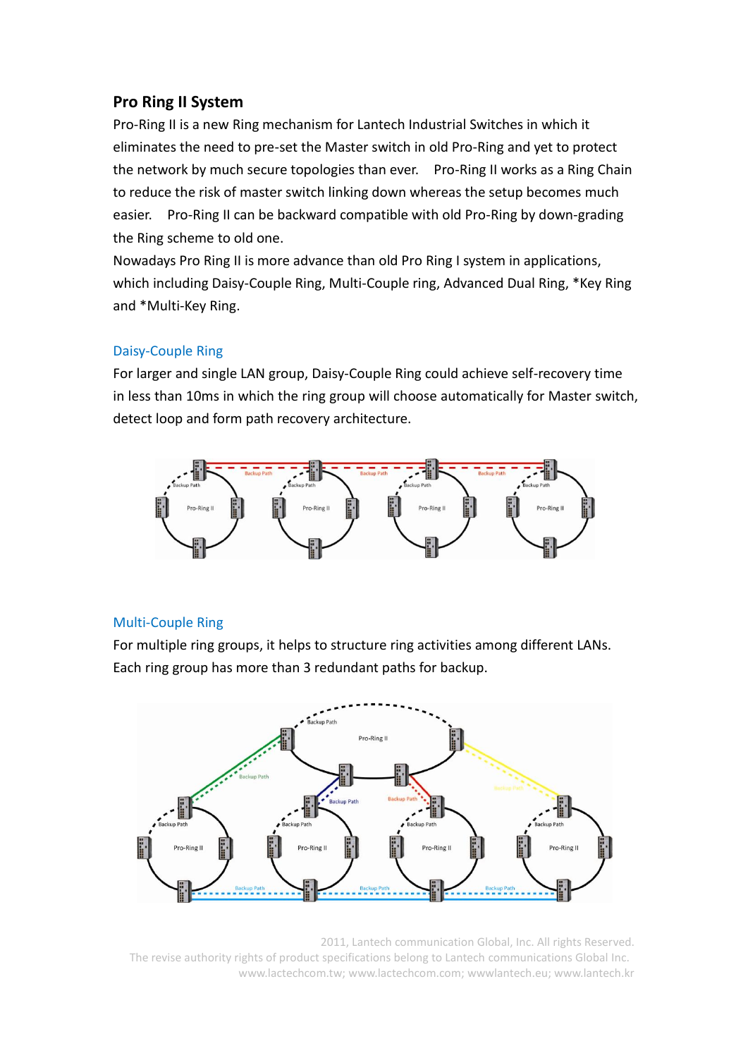## Pro Ring II System

Pro-Ring II is a new Ring mechanism for Lantech Industrial Switches in which it eliminates the need to pre-set the Master switch in old Pro-Ring and yet to protect the network by much secure topologies than ever. Pro-Ring II works as a Ring Chain to reduce the risk of master switch linking down whereas the setup becomes much easier. Pro-Ring II can be backward compatible with old Pro-Ring by down-grading the Ring scheme to old one.

Nowadays Pro Ring II is more advance than old Pro Ring I system in applications, which including Daisy-Couple Ring, Multi-Couple ring, Advanced Dual Ring, *Key Ring and *Multi-Key Ring.

### Daisy-Couple Ring

For larger and single LAN group, Daisy-Couple Ring could achieve self-recovery time in less than 10ms in which the ring group will choose automatically for Master switch, detect loop and form path recovery architecture.

### Multi-Couple Ring

For multiple ring groups, it helps to structure ring activities among different LANs. Each ring group has more than 3 redundant paths for backup.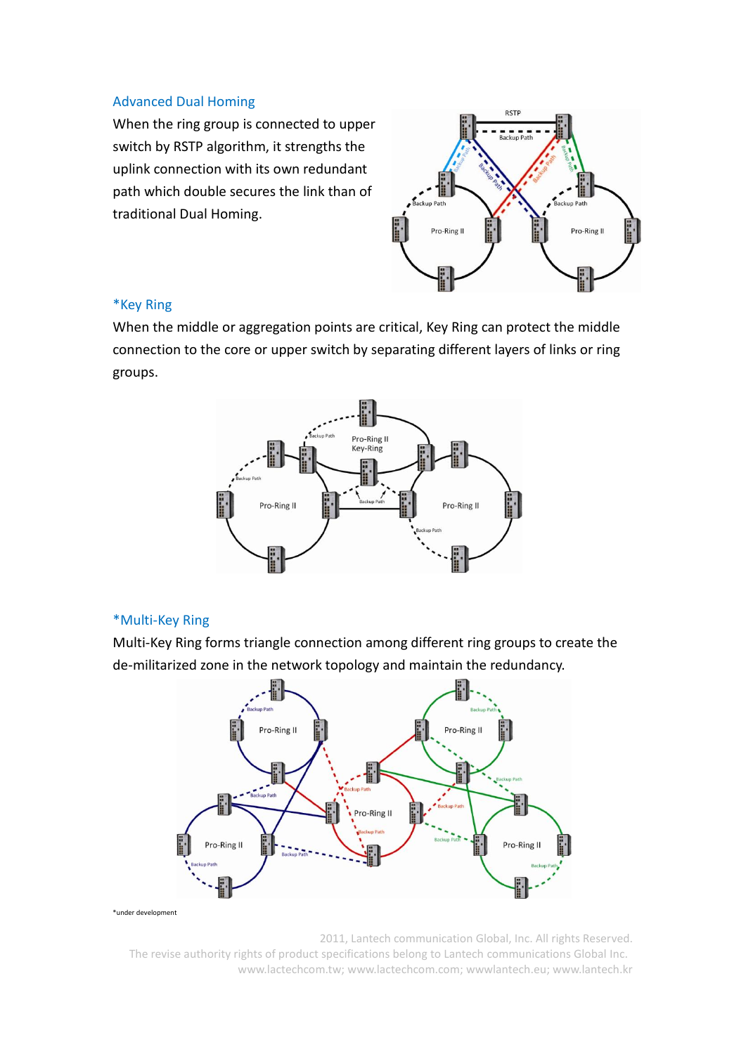## Advanced Dual Homing

When the ring group is connected to upper switch by RSTP algorithm, it strengths the uplink connection with its own redundant path which double secures the link than of traditional Dual Homing.

## *Key Ring

When the middle or aggregation points are critical, Key Ring can protect the middle connection to the core or upper switch by separating different layers of links or ring groups.

## *Multi-Key Ring

Multi-Key Ring forms triangle connection among different ring groups to create the de-militarized zone in the network topology and maintain the redundancy.

*under development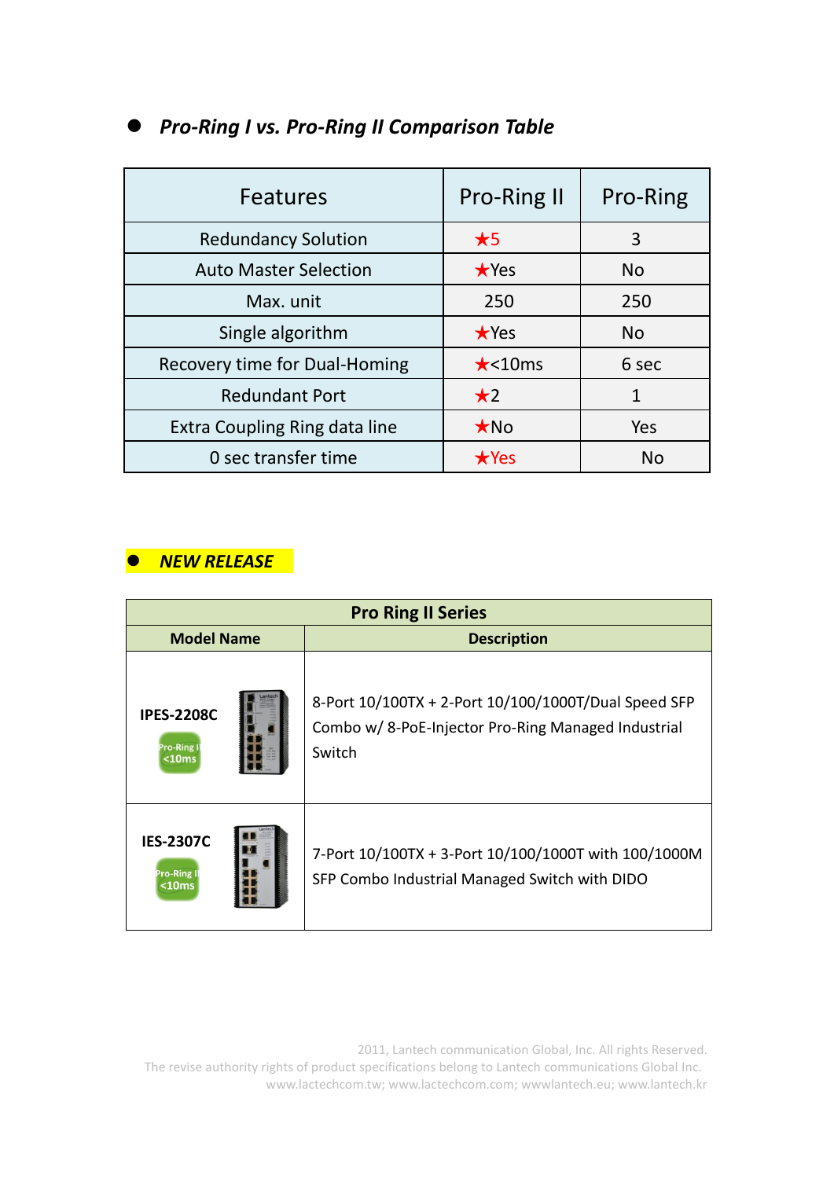- ***Pro-Ring I vs. Pro-Ring II Comparison Table***

| Features | Pro-Ring II | Pro-Ring |
|---|---|---|
| Redundancy Solution | ★5 | 3 |
| Auto Master Selection | ★Yes | No |
| Max. unit | 250 | 250 |
| Single algorithm | ★Yes | No |
| Recovery time for Dual-Homing | ★<10ms | 6 sec |
| Redundant Port | ★2 | 1 |
| Extra Coupling Ring data line | ★No | Yes |
| 0 sec transfer time | ★Yes | No |

- ***NEW RELEASE***

| Pro Ring II Series | |
|---|---|
| **Model Name** | **Description** |
| **IPES-2208C** Pro-Ring II <10ms | 8-Port 10/100TX + 2-Port 10/100/1000T/Dual Speed SFP Combo w/ 8-PoE-Injector Pro-Ring Managed Industrial Switch |
| **IES-2307C** Pro-Ring II <10ms | 7-Port 10/100TX + 3-Port 10/100/1000T with 100/1000M SFP Combo Industrial Managed Switch with DIDO |

2011, Lantech communication Global, Inc. All rights Reserved.
The revise authority rights of product specifications belong to Lantech communications Global Inc.
www.lactechcom.tw; www.lactechcom.com; wwwlantech.eu; www.lantech.kr